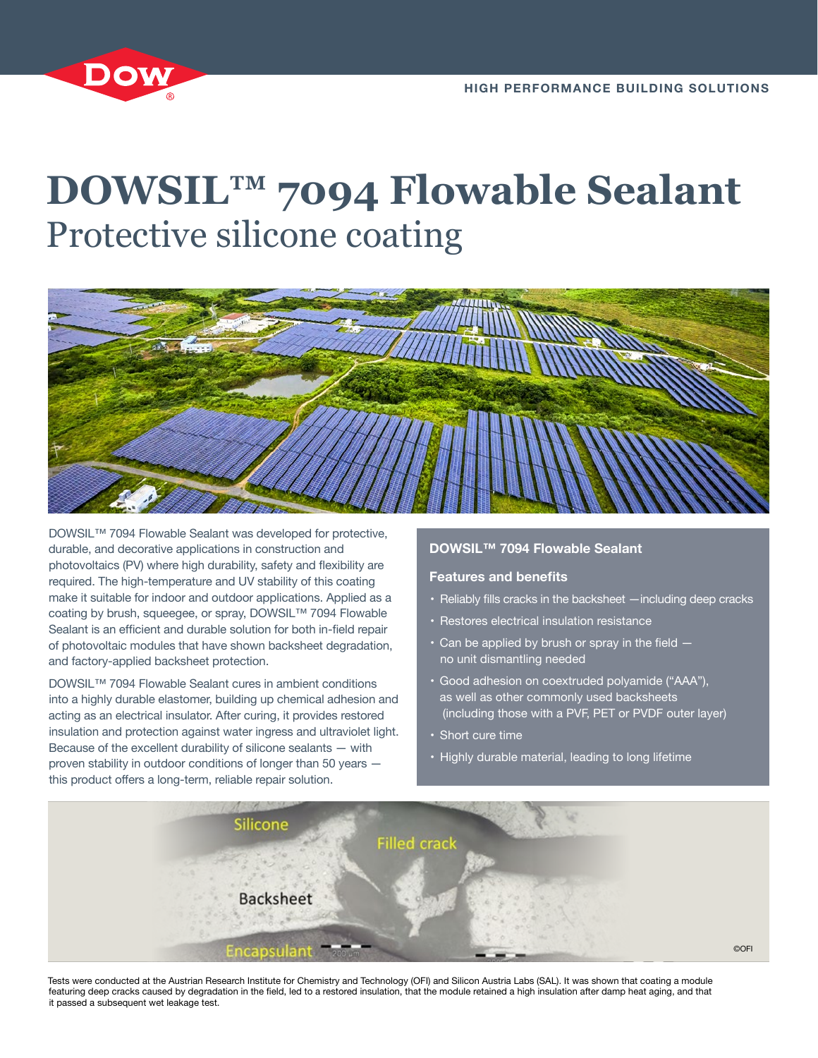HIGH PERFORMANCE BUILDING SOLUTIONS

# DOWSIL™ 7094 Flowable Sealant

## Protective silicone coating

DOWSIL™ 7094 Flowable Sealant was developed for protective, durable, and decorative applications in construction and photovoltaics (PV) where high durability, safety and flexibility are required. The high-temperature and UV stability of this coating make it suitable for indoor and outdoor applications. Applied as a coating by brush, squeegee, or spray, DOWSIL™ 7094 Flowable Sealant is an efficient and durable solution for both in-field repair of photovoltaic modules that have shown backsheet degradation, and factory-applied backsheet protection.

DOWSIL™ 7094 Flowable Sealant cures in ambient conditions into a highly durable elastomer, building up chemical adhesion and acting as an electrical insulator. After curing, it provides restored insulation and protection against water ingress and ultraviolet light. Because of the excellent durability of silicone sealants — with proven stability in outdoor conditions of longer than 50 years — this product offers a long-term, reliable repair solution.

### DOWSIL™ 7094 Flowable Sealant

**Features and benefits**

- Reliably fills cracks in the backsheet —including deep cracks
- Restores electrical insulation resistance
- Can be applied by brush or spray in the field — no unit dismantling needed
- Good adhesion on coextruded polyamide ("AAA"), as well as other commonly used backsheets (including those with a PVF, PET or PVDF outer layer)
- Short cure time
- Highly durable material, leading to long lifetime

Silicone — Filled crack — Backsheet — Encapsulant — ©OFI

Tests were conducted at the Austrian Research Institute for Chemistry and Technology (OFI) and Silicon Austria Labs (SAL). It was shown that coating a module featuring deep cracks caused by degradation in the field, led to a restored insulation, that the module retained a high insulation after damp heat aging, and that it passed a subsequent wet leakage test.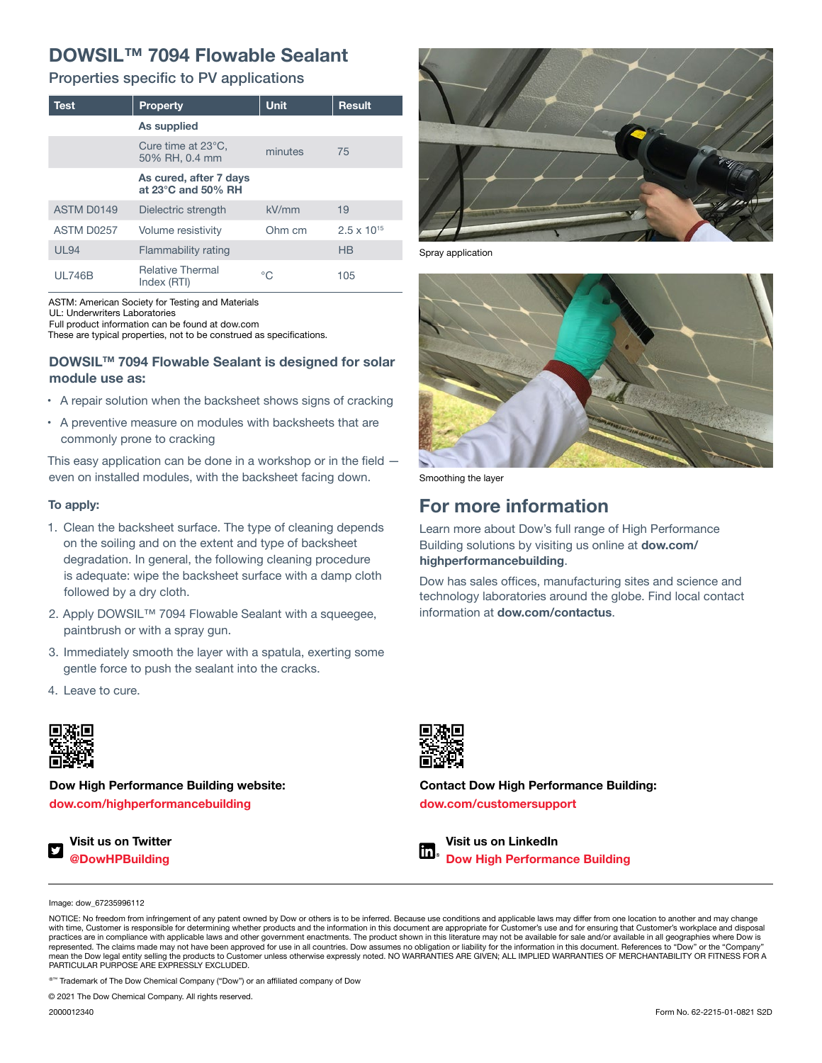# DOWSIL™ 7094 Flowable Sealant

## Properties specific to PV applications

| Test | Property | Unit | Result |
|---|---|---|---|
| | **As supplied** | | |
| | Cure time at 23°C, 50% RH, 0.4 mm | minutes | 75 |
| | **As cured, after 7 days at 23°C and 50% RH** | | |
| ASTM D0149 | Dielectric strength | kV/mm | 19 |
| ASTM D0257 | Volume resistivity | Ohm cm | $2.5 \times 10^{15}$ |
| UL94 | Flammability rating | | HB |
| UL746B | Relative Thermal Index (RTI) | °C | 105 |

ASTM: American Society for Testing and Materials
UL: Underwriters Laboratories
Full product information can be found at dow.com
These are typical properties, not to be construed as specifications.

### DOWSIL™ 7094 Flowable Sealant is designed for solar module use as:

- A repair solution when the backsheet shows signs of cracking
- A preventive measure on modules with backsheets that are commonly prone to cracking

This easy application can be done in a workshop or in the field — even on installed modules, with the backsheet facing down.

**To apply:**

1. Clean the backsheet surface. The type of cleaning depends on the soiling and on the extent and type of backsheet degradation. In general, the following cleaning procedure is adequate: wipe the backsheet surface with a damp cloth followed by a dry cloth.
2. Apply DOWSIL™ 7094 Flowable Sealant with a squeegee, paintbrush or with a spray gun.
3. Immediately smooth the layer with a spatula, exerting some gentle force to push the sealant into the cracks.
4. Leave to cure.

Spray application

Smoothing the layer

## For more information

Learn more about Dow's full range of High Performance Building solutions by visiting us online at **dow.com/highperformancebuilding**.

Dow has sales offices, manufacturing sites and science and technology laboratories around the globe. Find local contact information at **dow.com/contactus**.

**Dow High Performance Building website:**
dow.com/highperformancebuilding

**Contact Dow High Performance Building:**
dow.com/customersupport

**Visit us on Twitter**
@DowHPBuilding

**Visit us on LinkedIn**
Dow High Performance Building

Image: dow_67235996112

NOTICE: No freedom from infringement of any patent owned by Dow or others is to be inferred. Because use conditions and applicable laws may differ from one location to another and may change with time, Customer is responsible for determining whether products and the information in this document are appropriate for Customer's use and for ensuring that Customer's workplace and disposal practices are in compliance with applicable laws and other government enactments. The product shown in this literature may not be available for sale and/or available in all geographies where Dow is represented. The claims made may not have been approved for use in all countries. Dow assumes no obligation or liability for the information in this document. References to "Dow" or the "Company" mean the Dow legal entity selling the products to Customer unless otherwise expressly noted. NO WARRANTIES ARE GIVEN; ALL IMPLIED WARRANTIES OF MERCHANTABILITY OR FITNESS FOR A PARTICULAR PURPOSE ARE EXPRESSLY EXCLUDED.

®™ Trademark of The Dow Chemical Company ("Dow") or an affiliated company of Dow

© 2021 The Dow Chemical Company. All rights reserved.

2000012340

Form No. 62-2215-01-0821 S2D